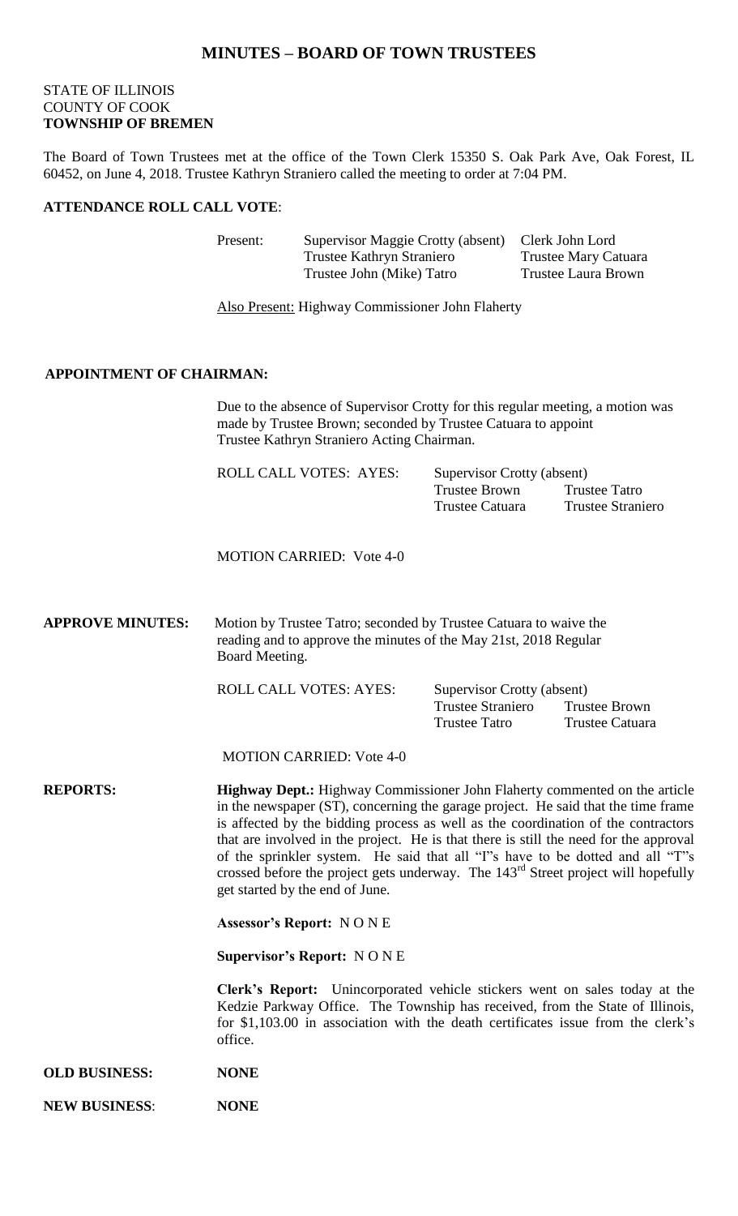# MINUTES – BOARD OF TOWN TRUSTEES

STATE OF ILLINOIS
COUNTY OF COOK
**TOWNSHIP OF BREMEN**

The Board of Town Trustees met at the office of the Town Clerk 15350 S. Oak Park Ave, Oak Forest, IL 60452, on June 4, 2018. Trustee Kathryn Straniero called the meeting to order at 7:04 PM.

**ATTENDANCE ROLL CALL VOTE**:

| Present: | Supervisor Maggie Crotty (absent) | Clerk John Lord |
|---|---|---|
| | Trustee Kathryn Straniero | Trustee Mary Catuara |
| | Trustee John (Mike) Tatro | Trustee Laura Brown |

Also Present: Highway Commissioner John Flaherty

**APPOINTMENT OF CHAIRMAN:**

Due to the absence of Supervisor Crotty for this regular meeting, a motion was made by Trustee Brown; seconded by Trustee Catuara to appoint Trustee Kathryn Straniero Acting Chairman.

| ROLL CALL VOTES: AYES: | Supervisor Crotty (absent) | |
|---|---|---|
| | Trustee Brown | Trustee Tatro |
| | Trustee Catuara | Trustee Straniero |

MOTION CARRIED: Vote 4-0

**APPROVE MINUTES:** Motion by Trustee Tatro; seconded by Trustee Catuara to waive the reading and to approve the minutes of the May 21st, 2018 Regular Board Meeting.

| ROLL CALL VOTES: AYES: | Supervisor Crotty (absent) | |
|---|---|---|
| | Trustee Straniero | Trustee Brown |
| | Trustee Tatro | Trustee Catuara |

MOTION CARRIED: Vote 4-0

**REPORTS:** **Highway Dept.:** Highway Commissioner John Flaherty commented on the article in the newspaper (ST), concerning the garage project. He said that the time frame is affected by the bidding process as well as the coordination of the contractors that are involved in the project. He is that there is still the need for the approval of the sprinkler system. He said that all "I"s have to be dotted and all "T"s crossed before the project gets underway. The 143rd Street project will hopefully get started by the end of June.

**Assessor's Report:** N O N E

**Supervisor's Report:** N O N E

**Clerk's Report:** Unincorporated vehicle stickers went on sales today at the Kedzie Parkway Office. The Township has received, from the State of Illinois, for $1,103.00 in association with the death certificates issue from the clerk's office.

**OLD BUSINESS:** **NONE**

**NEW BUSINESS**: **NONE**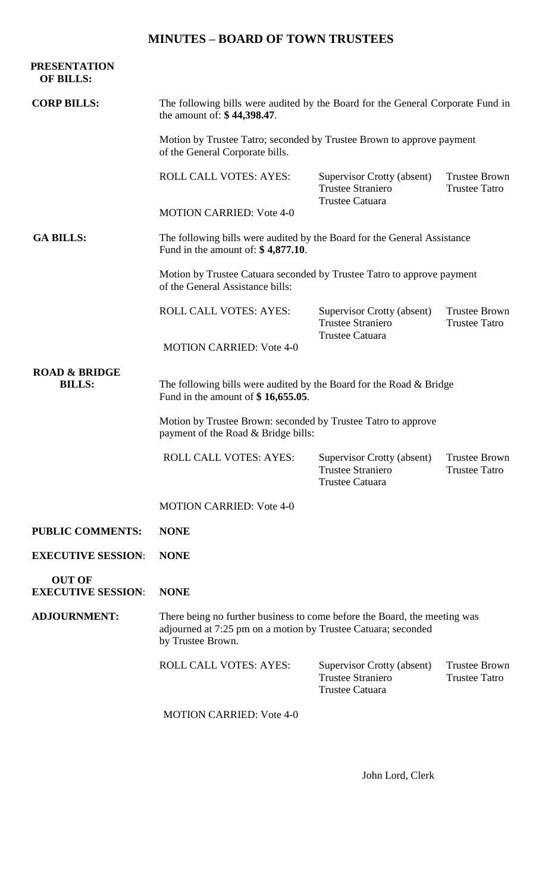# MINUTES – BOARD OF TOWN TRUSTEES

**PRESENTATION OF BILLS:**

**CORP BILLS:** The following bills were audited by the Board for the General Corporate Fund in the amount of: **$ 44,398.47**.

Motion by Trustee Tatro; seconded by Trustee Brown to approve payment of the General Corporate bills.

| | | |
|---|---|---|
| ROLL CALL VOTES: AYES: | Supervisor Crotty (absent)<br>Trustee Straniero<br>Trustee Catuara | Trustee Brown<br>Trustee Tatro |

MOTION CARRIED: Vote 4-0

**GA BILLS:** The following bills were audited by the Board for the General Assistance Fund in the amount of: **$ 4,877.10**.

Motion by Trustee Catuara seconded by Trustee Tatro to approve payment of the General Assistance bills:

| | | |
|---|---|---|
| ROLL CALL VOTES: AYES: | Supervisor Crotty (absent)<br>Trustee Straniero<br>Trustee Catuara | Trustee Brown<br>Trustee Tatro |

MOTION CARRIED: Vote 4-0

**ROAD & BRIDGE BILLS:** The following bills were audited by the Board for the Road & Bridge Fund in the amount of **$ 16,655.05**.

Motion by Trustee Brown: seconded by Trustee Tatro to approve payment of the Road & Bridge bills:

| | | |
|---|---|---|
| ROLL CALL VOTES: AYES: | Supervisor Crotty (absent)<br>Trustee Straniero<br>Trustee Catuara | Trustee Brown<br>Trustee Tatro |

MOTION CARRIED: Vote 4-0

**PUBLIC COMMENTS:** **NONE**

**EXECUTIVE SESSION:** **NONE**

**OUT OF EXECUTIVE SESSION:** **NONE**

**ADJOURNMENT:** There being no further business to come before the Board, the meeting was adjourned at 7:25 pm on a motion by Trustee Catuara; seconded by Trustee Brown.

| | | |
|---|---|---|
| ROLL CALL VOTES: AYES: | Supervisor Crotty (absent)<br>Trustee Straniero<br>Trustee Catuara | Trustee Brown<br>Trustee Tatro |

MOTION CARRIED: Vote 4-0

John Lord, Clerk